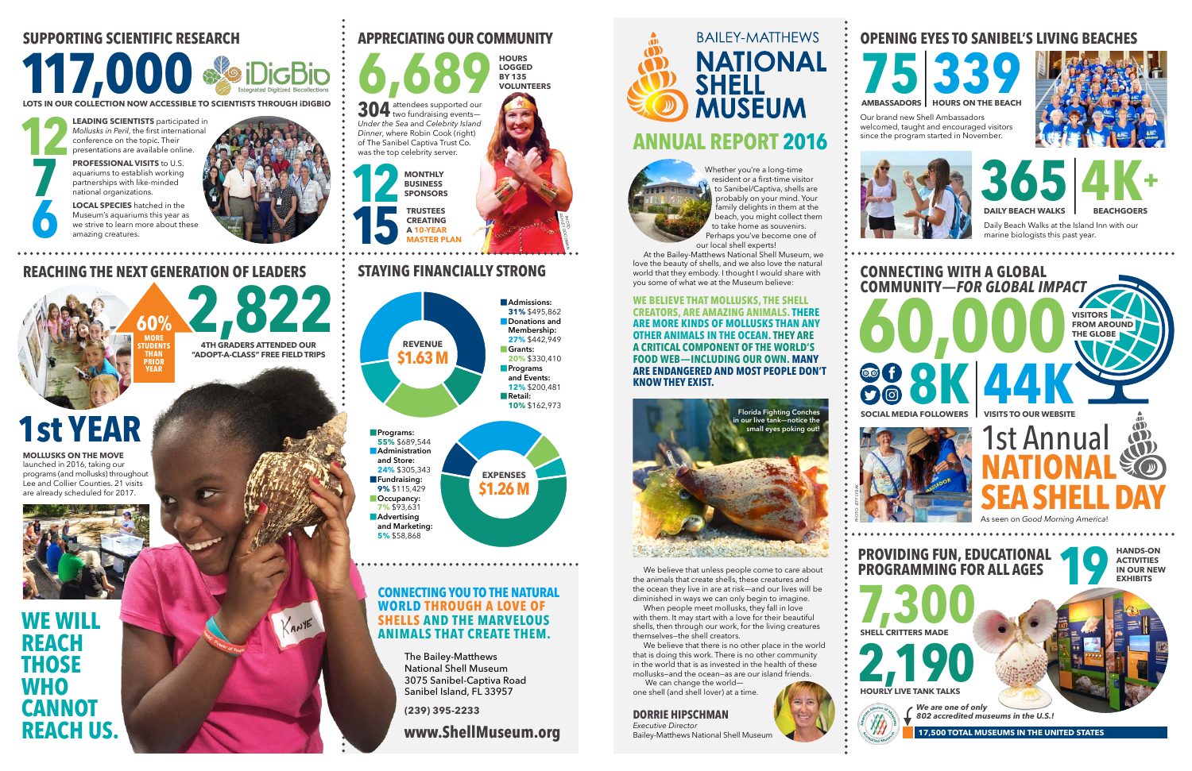# BAILEY-MATTHEWS NATIONAL SHELL MUSEUM

## ANNUAL REPORT 2016

Whether you're a long-time resident or a first-time visitor to Sanibel/Captiva, shells are probably on your mind. Your family delights in them at the beach, you might collect them to take home as souvenirs. Perhaps you've become one of our local shell experts!

At the Bailey-Matthews National Shell Museum, we love the beauty of shells, and we also love the natural world that they embody. I thought I would share with you some of what we at the Museum believe:

**WE BELIEVE THAT MOLLUSKS, THE SHELL CREATORS, ARE AMAZING ANIMALS. THERE ARE MORE KINDS OF MOLLUSKS THAN ANY OTHER ANIMALS IN THE OCEAN. THEY ARE A CRITICAL COMPONENT OF THE WORLD'S FOOD WEB—INCLUDING OUR OWN. MANY ARE ENDANGERED AND MOST PEOPLE DON'T KNOW THEY EXIST.**

Florida Fighting Conches in our live tank—notice the small eyes poking out!

We believe that unless people come to care about the animals that create shells, these creatures and the ocean they live in are at risk—and our lives will be diminished in ways we can only begin to imagine.

When people meet mollusks, they fall in love with them. It may start with a love for their beautiful shells, then through our work, for the living creatures themselves—the shell creators.

We believe that there is no other place in the world that is doing this work. There is no other community in the world that is as invested in the health of these mollusks—and the ocean—as are our island friends.

We can change the world—
one shell (and shell lover) at a time.

**DORRIE HIPSCHMAN**
*Executive Director*
Bailey-Matthews National Shell Museum

## SUPPORTING SCIENTIFIC RESEARCH

**117,000** LOTS IN OUR COLLECTION NOW ACCESSIBLE TO SCIENTISTS THROUGH iDIGBIO

iDigBio — Integrated Digitized Biocollections

**12** **LEADING SCIENTISTS** participated in *Mollusks in Peril*, the first international conference on the topic. Their presentations are available online.

**7** **PROFESSIONAL VISITS** to U.S. aquariums to establish working partnerships with like-minded national organizations.

**6** **LOCAL SPECIES** hatched in the Museum's aquariums this year as we strive to learn more about these amazing creatures.

## APPRECIATING OUR COMMUNITY

**6,689** HOURS LOGGED BY 135 VOLUNTEERS

**304** attendees supported our two fundraising events—*Under the Sea* and *Celebrity Island Dinner*, where Robin Cook (right) of The Sanibel Captiva Trust Co. was the top celebrity server.

**12** MONTHLY BUSINESS SPONSORS

**15** TRUSTEES CREATING A 10-YEAR MASTER PLAN

## REACHING THE NEXT GENERATION OF LEADERS

**60%** MORE STUDENTS THAN PRIOR YEAR

**2,822** 4TH GRADERS ATTENDED OUR "ADOPT-A-CLASS" FREE FIELD TRIPS

**1st YEAR**

**MOLLUSKS ON THE MOVE** launched in 2016, taking our programs (and mollusks) throughout Lee and Collier Counties. 21 visits are already scheduled for 2017.

**WE WILL REACH THOSE WHO CANNOT REACH US.**

## STAYING FINANCIALLY STRONG

**REVENUE $1.63 M**

- **Admissions:** 31% $495,862
- **Donations and Membership:** 27% $442,949
- **Grants:** 20% $330,410
- **Programs and Events:** 12% $200,481
- **Retail:** 10% $162,973

**EXPENSES $1.26 M**

- **Programs:** 55% $689,544
- **Administration and Store:** 24% $305,343
- **Fundraising:** 9% $115,429
- **Occupancy:** 7% $93,631
- **Advertising and Marketing:** 5% $58,868

**CONNECTING YOU TO THE NATURAL WORLD THROUGH A LOVE OF SHELLS AND THE MARVELOUS ANIMALS THAT CREATE THEM.**

The Bailey-Matthews
National Shell Museum
3075 Sanibel-Captiva Road
Sanibel Island, FL 33957

(239) 395-2233

www.ShellMuseum.org

## OPENING EYES TO SANIBEL'S LIVING BEACHES

**75** AMBASSADORS | **339** HOURS ON THE BEACH

Our brand new Shell Ambassadors welcomed, taught and encouraged visitors since the program started in November.

**365** DAILY BEACH WALKS | **4K+** BEACHGOERS

Daily Beach Walks at the Island Inn with our marine biologists this past year.

## CONNECTING WITH A GLOBAL COMMUNITY—*FOR GLOBAL IMPACT*

**60,000** VISITORS FROM AROUND THE GLOBE

**8K** SOCIAL MEDIA FOLLOWERS | **44K** VISITS TO OUR WEBSITE

1st Annual **NATIONAL SEA SHELL DAY**

As seen on *Good Morning America!*

## PROVIDING FUN, EDUCATIONAL PROGRAMMING FOR ALL AGES

**19** HANDS-ON ACTIVITIES IN OUR NEW EXHIBITS

**7,300** SHELL CRITTERS MADE

**2,190** HOURLY LIVE TANK TALKS

*We are one of only 802 accredited museums in the U.S.!*

**17,500 TOTAL MUSEUMS IN THE UNITED STATES**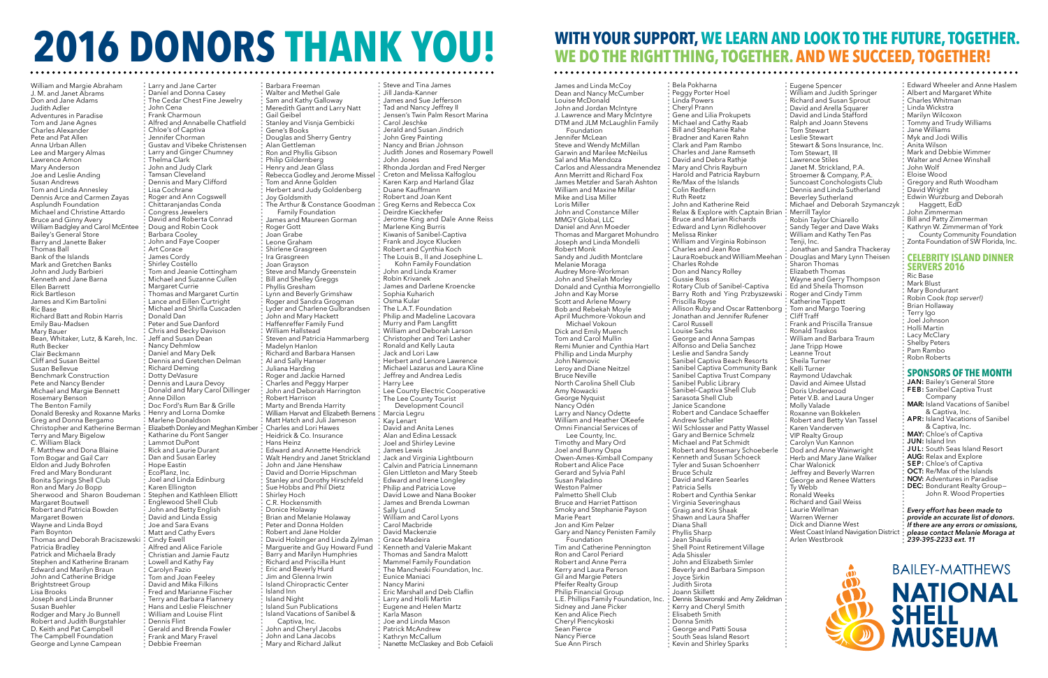# 2016 DONORS THANK YOU!

## WITH YOUR SUPPORT, WE LEARN AND LOOK TO THE FUTURE, TOGETHER. WE DO THE RIGHT THING, TOGETHER. AND WE SUCCEED, TOGETHER!

William and Margie Abraham
J. M. and Janet Abrams
Don and Jane Adams
Judith Adler
Adventures in Paradise
Tom and Jane Agnes
Charles Alexander
Pete and Pat Allen
Anna Urban Allen
Lee and Margery Almas
Lawrence Amon
Mary Anderson
Joe and Leslie Anding
Susan Andrews
Tom and Linda Annesley
Dennis Arce and Carmen Zayas
Asplundh Foundation
Michael and Christine Attardo
Bruce and Ginny Avery
William Badgley and Carol McEntee
Bailey's General Store
Barry and Janette Baker
Thomas Ball
Bank of the Islands
Mark and Gretchen Banks
John and Judy Barbieri
Kenneth and Jane Barna
Ellen Barrett
Rick Bartleson
James and Kim Bartolini
Ric Base
Richard Batt and Robin Harris
Emily Bau-Madsen
Mary Bauer
Bean, Whitaker, Lutz, & Kareh, Inc.
Ruth Becker
Clair Beckmann
Cliff and Susan Beittel
Susan Bellevue
Benchmark Construction
Pete and Nancy Bender
Michael and Margie Bennett
Rosemary Benson
The Benton Family
Donald Beresky and Roxanne Marks
Greg and Donna Bergamo
Christopher and Katherine Berman
Terry and Mary Bigelow
C. William Black
F. Matthew and Dona Blaine
Tom Bogar and Gail Carr
Eldon and Judy Bohrofen
Fred and Mary Bondurant
Bonita Springs Shell Club
Ron and Mary Jo Bopp
Sherwood and Sharon Boudeman
Margaret Boutwell
Robert and Patricia Bowden
Margaret Bowen
Wayne and Linda Boyd
Pam Boynton
Thomas and Deborah Braciszewski
Patricia Bradley
Patrick and Michaela Brady
Stephen and Katherine Branam
Edward and Marilyn Braun
John and Catherine Bridge
Brightstreet Group
Lisa Brooks
Joseph and Linda Brunner
Susan Buehler
Rodger and Mary Jo Bunnell
Robert and Judith Burgstahler
D. Keith and Pat Campbell
The Campbell Foundation
George and Lynne Campean
Larry and Jane Carter
Daniel and Donna Casey
The Cedar Chest Fine Jewelry
John Cena
Frank Charmoun
Alfred and Annabelle Chatfield
Chloe's of Captiva
Jennifer Chorman
Gustav and Vibeke Christensen
Larry and Ginger Chumney
Thelma Clark
John and Judy Clark
Tamsan Cleveland
Dennis and Mary Clifford
Lisa Cochrane
Roger and Ann Cogswell
Chittaranjandas Conda
Congress Jewelers
David and Roberta Conrad
Doug and Robin Cook
Barbara Cooley
John and Faye Cooper
Art Cracoe
James Cordy
Shirley Costello
Tom and Jeanie Cottingham
Michael and Suzanne Cullen
Margaret Currie
Thomas and Margaret Curtin
Lance and Ellen Curtright
Michael and Shirlla Cuscaden
Donald Dan
Peter and Sue Danford
Chris and Becky Davison
Jeff and Susan Dean
Nancy Dehmlow
Daniel and Mary Delk
Dennis and Gretchen Delman
Richard Deming
Dotty DeVasure
Dennis and Laura Devoy
Donald and Mary Carol Dillinger
Anne Dillon
Doc Ford's Rum Bar & Grille
Henry and Lorna Domke
Marlene Donaldson
Elizabeth Donley and Meghan Kimber
Katharine du Pont Sanger
Lammot DuPont
Rick and Laurie Durant
Dan and Susan Earley
Hope Eastin
EcoPlanz, Inc.
Joel and Linda Edinburg
Karen Ellington
Stephen and Kathleen Elliott
Englewood Shell Club
John and Betty English
David and Linda Essig
Joe and Sara Evans
Matt and Cathy Evers
Cindy Ewell
Alfred and Alice Fariole
Christian and Jamie Fautz
Lowell and Kathy Fay
Carolyn Fazio
Tom and Joan Feeley
David and Mika Filkins
Fred and Marianne Fischer
Terry and Barbara Flannery
Hans and Leslie Fleischner
William and Louise Flint
Dennis Flint
Gerald and Brenda Fowler
Frank and Mary Fravel
Debbie Freeman
Barbara Freeman
Walter and Methel Gale
Sam and Kathy Galloway
Meredith Gantt and Larry Natt
Gail Geibel
Stanley and Visnja Gembicki
Gene's Books
Douglas and Sherry Gentry
Alan Gettleman
Ron and Phyllis Gibson
Philip Gildernberg
Henry and Jean Glass
Rebecca Godley and Jerome Missel
Tom and Anne Golden
Herbert and Judy Goldenberg
Joy Goldsmith
The Arthur & Constance Goodman Family Foundation
James and Maureen Gorman
Roger Gott
Joan Grabe
Leone Graham
Shirlene Grasgreen
Ira Grasgreen
Joan Grayson
Steve and Mandy Greenstein
Bill and Shelley Greggs
Phyllis Gresham
Lynn and Beverly Grimshaw
Roger and Sandra Grogman
Lyder and Charlene Gulbrandsen
John and Mary Hackett
Haffenreffer Family Fund
William Hallstead
Steven and Patricia Hammarberg
Madelyn Hanlon
Richard and Barbara Hansen
Al and Sally Hanser
Juliana Harding
Roger and Jackie Harned
Charles and Peggy Harper
John and Deborah Harrington
Robert Harrison
Marty and Brenda Harrity
William Harvat and Elizabeth Berens
Matt Hatch and Juli Jameson
Charles and Lori Hawes
Heidrick & Co. Insurance
Hans Heinz
Edward and Annette Hendrick
Walt Hendry and Janet Strickland
John and Jane Henshaw
David and Dorrie Hipschman
Stanley and Dorothy Hirschfeld
Sue Hobbs and Phil Dietz
Shirley Hoch
C.R. Hockensmith
Donice Holaway
Brian and Melanie Holaway
Peter and Donna Holden
Robert and Jane Holder
David Holzinger and Linda Zylman
Marguerite and Guy Howard Fund
Barry and Marilyn Humphries
Richard and Priscilla Hunt
Eric and Beverly Hurd
Jim and Glenna Irwin
Island Chiropractic Center
Island Inn
Island Night
Island Sun Publications
Island Vacations of Sanibel & Captiva, Inc.
John and Cheryl Jacobs
John and Lana Jacobs
Mary and Richard Jalkut
Steve and Tina James
Jill Janda-Kanner
James and Sue Jefferson
Tad and Nancy Jeffrey II
Jensen's Twin Palm Resort Marina
Carol Jeschke
Jerald and Susan Jindrich
John Grey Painting
Nancy and Brian Johnson
Judith Jones and Rosemary Powell
John Jones
Rhonda Jordan and Fred Merger
Creton and Melissa Kalfoglou
Karen Karp and Harland Glaz
Duane Kauffmann
Robert and Joan Kent
Greg Kerns and Rebecca Cox
Deirdre Kieckhefer
Jerome King and Dale Anne Reiss
Marlene King Burris
Kiwanis of Sanibel-Captiva
Frank and Joyce Klucken
Robert and Cynthia Koch
The Louis B., II and Josephine L. Kohn Family Foundation
John and Linda Kramer
Robin Krivanek
James and Darlene Kroencke
Sophia Kuharich
Osma Kular
The L.A.T. Foundation
Philip and Madeline Lacovara
Murry and Pam Langfitt
William and Deborah Larson
Christopher and Teri Lasher
Ronald and Kelly Lauta
Jack and Lori Law
Herbert and Lenore Lawrence
Michael Lazarus and Laura Kline
Jeffrey and Andrea Ledis
Harry Lee
Lee County Electric Cooperative
The Lee County Tourist Development Council
Marcia Legru
Kay Lenart
David and Anita Lenes
Alan and Edina Lessack
Joel and Shirley Levine
James Lewis
Jack and Virginia Lightbourn
Calvin and Patricia Linnemann
Glen Littleton and Mary Steeb
Edward and Irene Longley
Philip and Patricia Love
David Lowe and Nana Booker
James and Brenda Lowman
Sally Lund
William and Carol Lyons
Carol Macbride
David Mackenzie
Grace Madeira
Kenneth and Valerie Makant
Thomas and Sandra Malott
Mammel Family Foundation
The Mancheski Foundation, Inc.
Eunice Maniaci
Nancy Marini
Eric Marshall and Deb Claflin
Larry and Holli Martin
Eugene and Helen Martz
Karla Mason
Joe and Linda Mason
Patrick McAndrew
Kathryn McCallum
Nanette McClaskey and Bob Cefaioli
James and Linda McCoy
Dean and Nancy McCumber
Louise McDonald
John and Jordan McIntyre
J. Lawrence and Mary McIntyre
DTM and JLM McLaughlin Family Foundation
Jennifer McLean
Steve and Wendy McMillan
Garwin and Marilee McNeilus
Sal and Mia Mendoza
Carlos and Alessandra Menendez
Ann Merritt and Richard Fox
James Metzler and Sarah Ashton
William and Maxine Millar
Mike and Lisa Miller
Loris Miller
John and Constance Miller
MMGY Global, LLC
Daniel and Ann Moeder
Thomas and Margaret Mohundro
Joseph and Linda Mondelli
Robert Monk
Sandy and Judith Montclare
Melanie Moraga
Audrey More-Workman
John and Sheilah Morley
Donald and Cynthia Morrongiello
John and Kay Morse
Scott and Arlene Mowry
Bob and Rebekah Moyle
April Muchmore-Vokoun and Michael Vokoun
Dick and Emily Muench
Tom and Carol Mullin
Remi Munier and Cynthia Hart
Phillip and Linda Murphy
John Namovic
Leroy and Diane Neitzel
Bruce Neville
North Carolina Shell Club
Amy Nowacki
George Nyquist
Nancy Odén
Larry and Nancy Odette
William and Heather OKeefe
Omni Financial Services of Lee County, Inc.
Timothy and Mary Ord
Joel and Bunny Ospa
Owen-Ames-Kimball Company
Robert and Alice Pace
Gerard and Sylvia Pahl
Susan Paladino
Weston Palmer
Palmetto Shell Club
Bruce and Harriet Pattison
Smoky and Stephanie Payson
Marie Peart
Jon and Kim Pelzer
Gary and Nancy Penisten Family Foundation
Tim and Catherine Pennington
Ron and Carol Periard
Robert and Anne Perra
Kerry and Laura Person
Gil and Margie Peters
Pfeifer Realty Group
Philip Financial Group
L.E. Phillips Family Foundation, Inc.
Sidney and Jane Picker
Ken and Alice Piech
Cheryl Piencykoski
Sean Pierce
Nancy Pierce
Sue Ann Pirsch
Bela Pokharna
Peggy Porter Hoel
Linda Powers
Cheryl Prann
Gene and Lilia Prokupets
Michael and Cathy Raab
Bill and Stephanie Rahe
Bradner and Karen Rahn
Clark and Pam Rambo
Charles and Jane Ramseth
David and Debra Rathje
Mary and Chris Rayburn
Harold and Patricia Rayburn
Re/Max of the Islands
Colin Redfern
Ruth Reetz
John and Katherine Reid
Relax & Explore with Captain Brian
Bruce and Marian Richards
Edward and Lynn Ridlehoover
Melissa Rinker
William and Virginia Robinson
Charles and Jean Roe
Laura Roebuck and William Meehan
Charles Rohde
Don and Nancy Rolley
Gussie Ross
Rotary Club of Sanibel-Captiva
Barry Roth and Ying Przbyszewski
Priscilla Royse
Allison Ruby and Oscar Rattenborg
Jonathan and Jennifer Rufener
Carol Russell
Louise Sachs
George and Anna Sampas
Alfonso and Delia Sanchez
Leslie and Sandra Sandy
Sanibel Captiva Beach Resorts
Sanibel Captiva Community Bank
Sanibel Captiva Trust Company
Sanibel Public Library
Sanibel-Captiva Shell Club
Sarasota Shell Club
Janice Scandone
Robert and Candace Schaeffer
Andrew Schaller
Wil Schlosser and Patty Wassel
Gary and Bernice Schmelz
Michael and Pat Schmidt
Robert and Rosemary Schoeberle
Kenneth and Susan Schoeck
Tyler and Susan Schoenherr
Bruce Schulz
David and Karen Searles
Patricia Sells
Robert and Cynthia Senkar
Virginia Severinghaus
Graig and Kris Shaak
Shawn and Laura Shaffer
Diana Shall
Phyllis Sharp
Jean Shaulis
Shell Point Retirement Village
Ada Shissler
John and Elizabeth Simler
Beverly and Barbara Simpson
Joyce Sirkin
Judith Sirota
Joann Skillett
Dennis Skowronski and Amy Zeldman
Kerry and Cheryl Smith
Elisabeth Smith
Donna Smith
George and Patti Sousa
South Seas Island Resort
Kevin and Shirley Sparks
Eugene Spencer
William and Judith Springer
Richard and Susan Sprout
David and Arella Square
David and Linda Stafford
Ralph and Joann Stevens
Tom Stewart
Leslie Stewart
Stewart & Sons Insurance, Inc.
Tom Stewart, III
Lawrence Stiles
Janet M. Strickland, P.A.
Stroemer & Company, P.A.
Suncoast Conchologists Club
Dennis and Linda Sutherland
Beverley Sutherland
Michael and Deborah Szymanczyk
Merrill Taylor
Robin Taylor Chiarello
Sandy Teger and Dave Waks
William and Kathy Ten Pas
Tenji, Inc.
Jonathan and Sandra Thackeray
Douglas and Mary Lynn Theisen
Sharon Thomas
Elizabeth Thomas
Wayne and Gerry Thompson
Ed and Sheila Thomson
Roger and Cindy Timm
Katherine Tippett
Tom and Margo Toering
Cliff Traff
Frank and Priscilla Transue
Ronald Traskos
William and Barbara Traum
Jane Tripp Howe
Leanne Trout
Sheila Turner
Kelli Turner
Raymond Udavchak
David and Aimee Ulstad
Doris Underwood
Peter V.B. and Laura Unger
Molly Valade
Roxanne van Bokkelen
Robert and Betty Van Tassel
Karen Vanderven
VIP Realty Group
Carolyn Vun Kannon
Dod and Anne Wainwright
Herb and Mary Jane Walker
Char Walonick
Jeffrey and Beverly Warren
George and Renee Watters
Ty Webb
Ronald Weeks
Richard and Gail Weiss
Laurie Wellman
Warren Werner
Dick and Dianne West
West Coast Inland Navigation District
Arlen Westbrook
Edward Wheeler and Anne Haslem
Albert and Margaret White
Charles Whitman
Linda Wickstra
Marilyn Wilcoxon
Tommy and Trudy Williams
Jane Williams
Myk and Jodi Willis
Anita Wilson
Mark and Debbie Wimmer
Walter and Arnee Winshall
John Wolf
Eloise Wood
Gregory and Ruth Woodham
David Wright
Edwin Wurzburg and Deborah Haggett, EdD
John Zimmerman
Bill and Patty Zimmerman
Kathryn W. Zimmerman of York County Community Foundation
Zonta Foundation of SW Florida, Inc.

### CELEBRITY ISLAND DINNER SERVERS 2016

Ric Base
Mark Blust
Mary Bondurant
Robin Cook *(top server!)*
Brian Hollaway
Terry Igo
Joel Johnson
Holli Martin
Lacy McClary
Shelby Peters
Pam Rambo
Robn Roberts

### SPONSORS OF THE MONTH

**JAN:** Bailey's General Store
**FEB:** Sanibel Captiva Trust Company
**MAR:** Island Vacations of Sanibel & Captiva, Inc.
**APR:** Island Vacations of Sanibel & Captiva, Inc.
**MAY:** Chloe's of Captiva
**JUN:** Island Inn
**JUL:** South Seas Island Resort
**AUG:** Relax and Explore
**SEP:** Chloe's of Captiva
**OCT:** Re/Max of the Islands
**NOV:** Adventures in Paradise
**DEC:** Bondurant Realty Group—John R. Wood Properties

***Every effort has been made to provide an accurate list of donors. If there are any errors or omissions, please contact Melanie Moraga at 239-395-2233 ext. 11***

BAILEY-MATTHEWS NATIONAL SHELL MUSEUM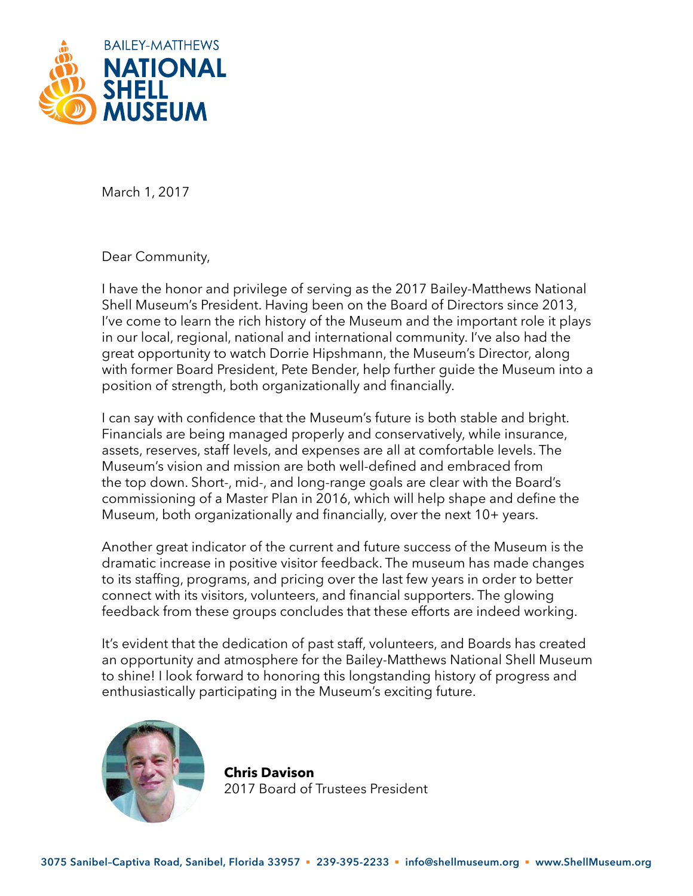BAILEY-MATTHEWS

# NATIONAL SHELL MUSEUM

March 1, 2017

Dear Community,

I have the honor and privilege of serving as the 2017 Bailey-Matthews National Shell Museum's President. Having been on the Board of Directors since 2013, I've come to learn the rich history of the Museum and the important role it plays in our local, regional, national and international community. I've also had the great opportunity to watch Dorrie Hipshmann, the Museum's Director, along with former Board President, Pete Bender, help further guide the Museum into a position of strength, both organizationally and financially.

I can say with confidence that the Museum's future is both stable and bright. Financials are being managed properly and conservatively, while insurance, assets, reserves, staff levels, and expenses are all at comfortable levels. The Museum's vision and mission are both well-defined and embraced from the top down. Short-, mid-, and long-range goals are clear with the Board's commissioning of a Master Plan in 2016, which will help shape and define the Museum, both organizationally and financially, over the next 10+ years.

Another great indicator of the current and future success of the Museum is the dramatic increase in positive visitor feedback. The museum has made changes to its staffing, programs, and pricing over the last few years in order to better connect with its visitors, volunteers, and financial supporters. The glowing feedback from these groups concludes that these efforts are indeed working.

It's evident that the dedication of past staff, volunteers, and Boards has created an opportunity and atmosphere for the Bailey-Matthews National Shell Museum to shine! I look forward to honoring this longstanding history of progress and enthusiastically participating in the Museum's exciting future.

**Chris Davison**
2017 Board of Trustees President

3075 Sanibel–Captiva Road, Sanibel, Florida 33957 ▪ 239-395-2233 ▪ info@shellmuseum.org ▪ www.ShellMuseum.org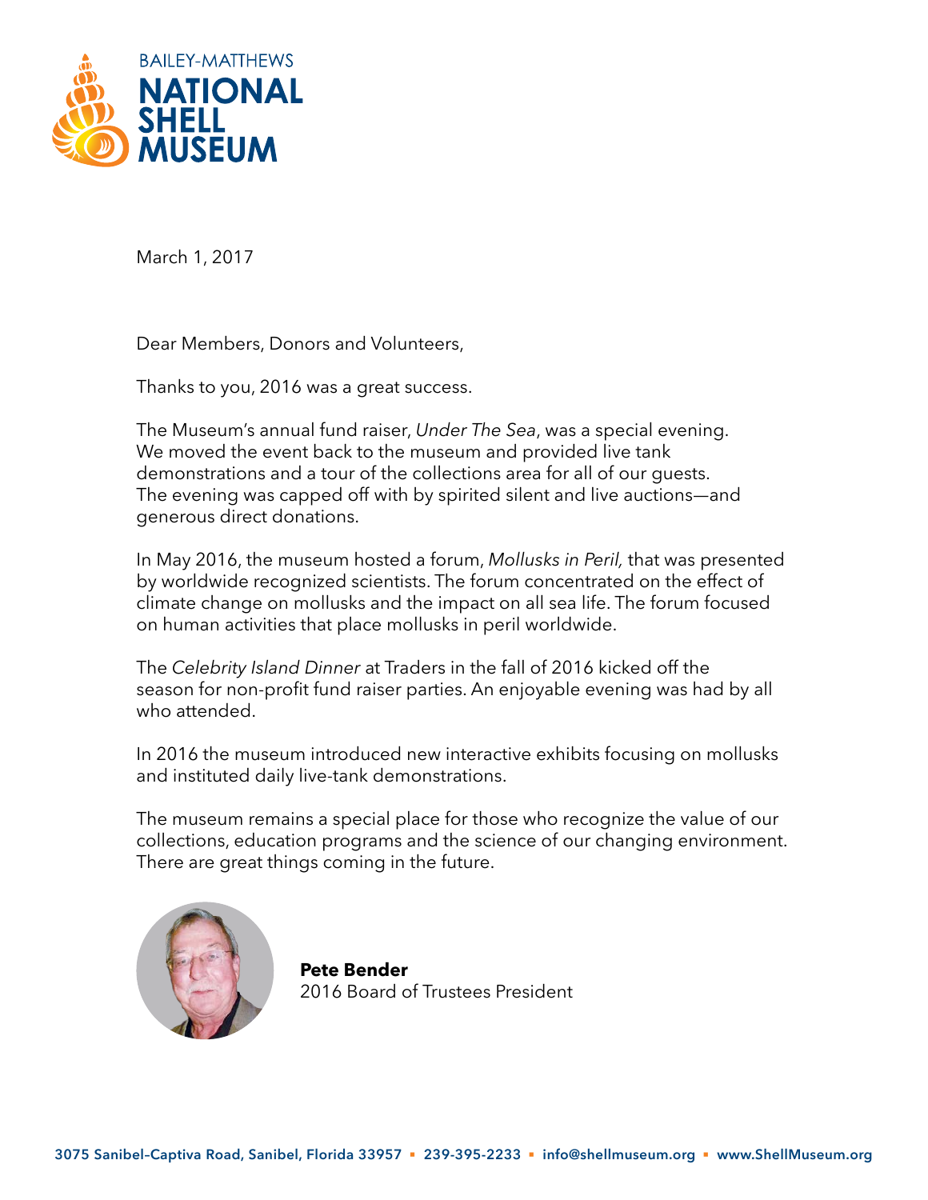BAILEY-MATTHEWS
NATIONAL SHELL MUSEUM

March 1, 2017

Dear Members, Donors and Volunteers,

Thanks to you, 2016 was a great success.

The Museum's annual fund raiser, *Under The Sea*, was a special evening. We moved the event back to the museum and provided live tank demonstrations and a tour of the collections area for all of our guests. The evening was capped off with by spirited silent and live auctions—and generous direct donations.

In May 2016, the museum hosted a forum, *Mollusks in Peril,* that was presented by worldwide recognized scientists. The forum concentrated on the effect of climate change on mollusks and the impact on all sea life. The forum focused on human activities that place mollusks in peril worldwide.

The *Celebrity Island Dinner* at Traders in the fall of 2016 kicked off the season for non-profit fund raiser parties. An enjoyable evening was had by all who attended.

In 2016 the museum introduced new interactive exhibits focusing on mollusks and instituted daily live-tank demonstrations.

The museum remains a special place for those who recognize the value of our collections, education programs and the science of our changing environment. There are great things coming in the future.

**Pete Bender**
2016 Board of Trustees President

3075 Sanibel–Captiva Road, Sanibel, Florida 33957 ▪ 239-395-2233 ▪ info@shellmuseum.org ▪ www.ShellMuseum.org